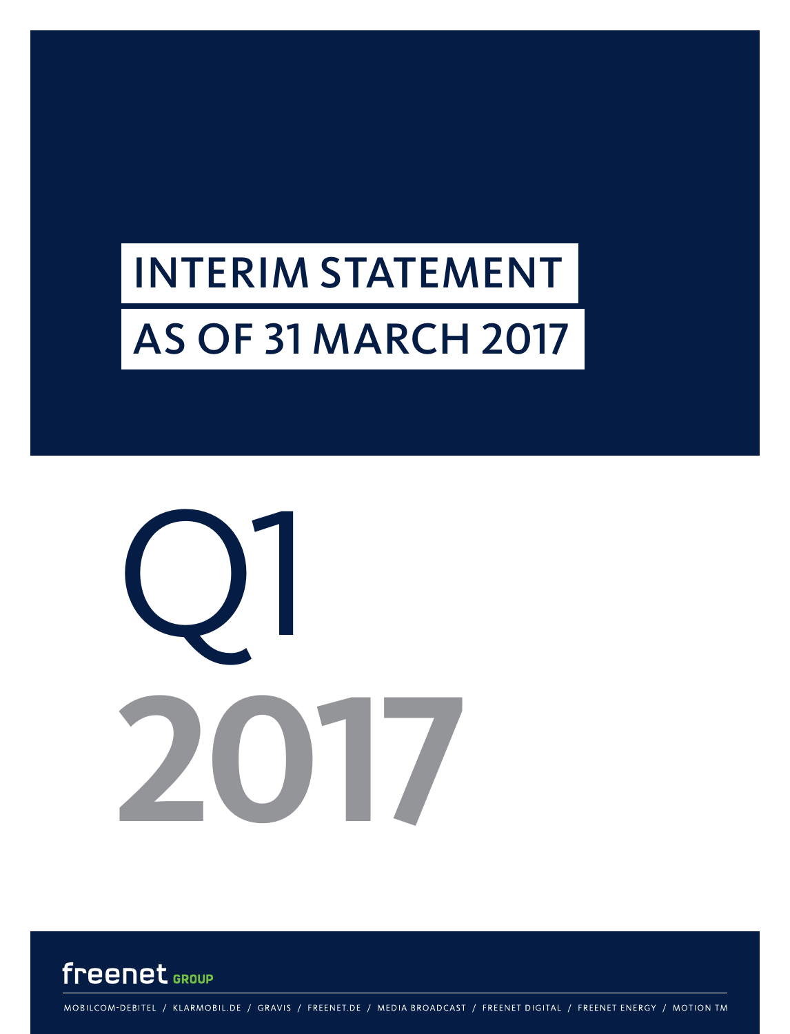# INTERIM STATEMENT
# AS OF 31 MARCH 2017

Q1
2017

freenet GROUP

MOBILCOM-DEBITEL / KLARMOBIL.DE / GRAVIS / FREENET.DE / MEDIA BROADCAST / FREENET DIGITAL / FREENET ENERGY / MOTION TM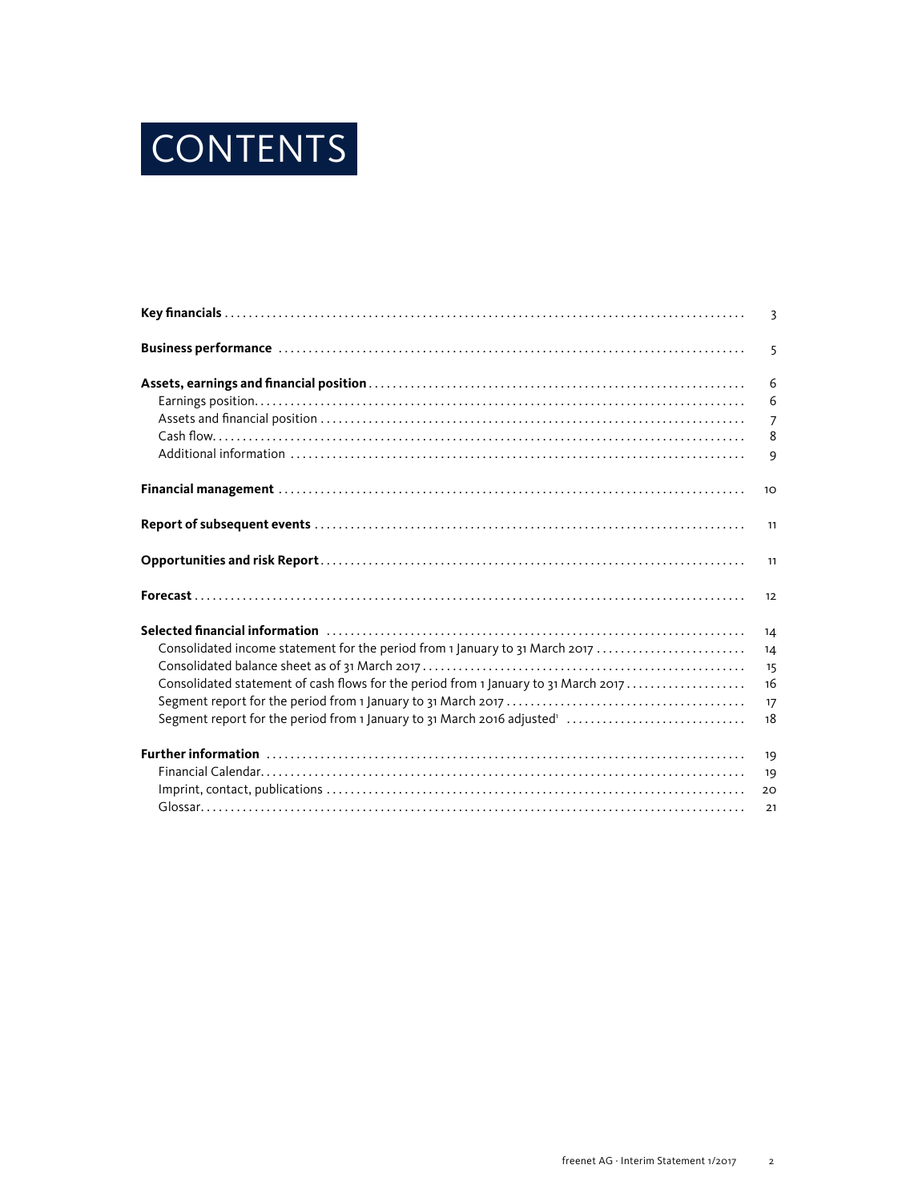# CONTENTS

| | |
|---|---|
| **Key financials** | 3 |
| **Business performance** | 5 |
| **Assets, earnings and financial position** | 6 |
| Earnings position | 6 |
| Assets and financial position | 7 |
| Cash flow | 8 |
| Additional information | 9 |
| **Financial management** | 10 |
| **Report of subsequent events** | 11 |
| **Opportunities and risk Report** | 11 |
| **Forecast** | 12 |
| **Selected financial information** | 14 |
| Consolidated income statement for the period from 1 January to 31 March 2017 | 14 |
| Consolidated balance sheet as of 31 March 2017 | 15 |
| Consolidated statement of cash flows for the period from 1 January to 31 March 2017 | 16 |
| Segment report for the period from 1 January to 31 March 2017 | 17 |
| Segment report for the period from 1 January to 31 March 2016 adjusted[1] | 18 |
| **Further information** | 19 |
| Financial Calendar | 19 |
| Imprint, contact, publications | 20 |
| Glossar | 21 |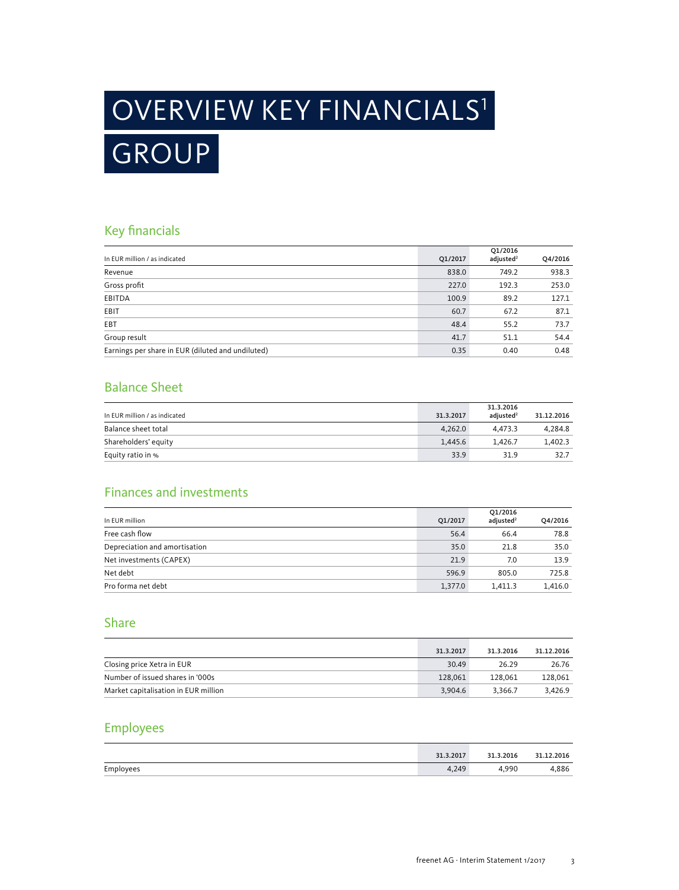# OVERVIEW KEY FINANCIALS[1]

# GROUP

## Key financials

| In EUR million / as indicated | Q1/2017 | Q1/2016 adjusted[2] | Q4/2016 |
|---|---|---|---|
| Revenue | 838.0 | 749.2 | 938.3 |
| Gross profit | 227.0 | 192.3 | 253.0 |
| EBITDA | 100.9 | 89.2 | 127.1 |
| EBIT | 60.7 | 67.2 | 87.1 |
| EBT | 48.4 | 55.2 | 73.7 |
| Group result | 41.7 | 51.1 | 54.4 |
| Earnings per share in EUR (diluted and undiluted) | 0.35 | 0.40 | 0.48 |

## Balance Sheet

| In EUR million / as indicated | 31.3.2017 | 31.3.2016 adjusted[2] | 31.12.2016 |
|---|---|---|---|
| Balance sheet total | 4,262.0 | 4,473.3 | 4,284.8 |
| Shareholders' equity | 1,445.6 | 1,426.7 | 1,402.3 |
| Equity ratio in % | 33.9 | 31.9 | 32.7 |

## Finances and investments

| In EUR million | Q1/2017 | Q1/2016 adjusted[2] | Q4/2016 |
|---|---|---|---|
| Free cash flow | 56.4 | 66.4 | 78.8 |
| Depreciation and amortisation | 35.0 | 21.8 | 35.0 |
| Net investments (CAPEX) | 21.9 | 7.0 | 13.9 |
| Net debt | 596.9 | 805.0 | 725.8 |
| Pro forma net debt | 1,377.0 | 1,411.3 | 1,416.0 |

## Share

| | 31.3.2017 | 31.3.2016 | 31.12.2016 |
|---|---|---|---|
| Closing price Xetra in EUR | 30.49 | 26.29 | 26.76 |
| Number of issued shares in '000s | 128,061 | 128,061 | 128,061 |
| Market capitalisation in EUR million | 3,904.6 | 3,366.7 | 3,426.9 |

## Employees

| | 31.3.2017 | 31.3.2016 | 31.12.2016 |
|---|---|---|---|
| Employees | 4,249 | 4,990 | 4,886 |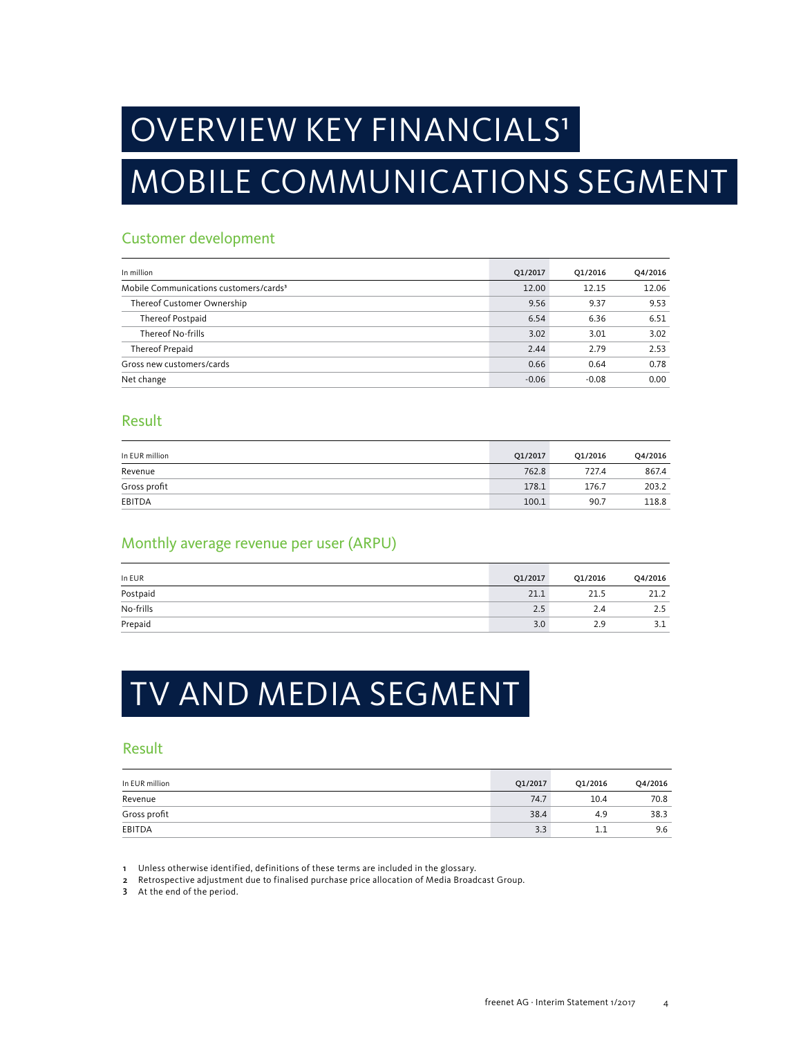# OVERVIEW KEY FINANCIALS[1]

# MOBILE COMMUNICATIONS SEGMENT

## Customer development

| In million | Q1/2017 | Q1/2016 | Q4/2016 |
|---|---|---|---|
| Mobile Communications customers/cards[3] | 12.00 | 12.15 | 12.06 |
| Thereof Customer Ownership | 9.56 | 9.37 | 9.53 |
| Thereof Postpaid | 6.54 | 6.36 | 6.51 |
| Thereof No-frills | 3.02 | 3.01 | 3.02 |
| Thereof Prepaid | 2.44 | 2.79 | 2.53 |
| Gross new customers/cards | 0.66 | 0.64 | 0.78 |
| Net change | -0.06 | -0.08 | 0.00 |

## Result

| In EUR million | Q1/2017 | Q1/2016 | Q4/2016 |
|---|---|---|---|
| Revenue | 762.8 | 727.4 | 867.4 |
| Gross profit | 178.1 | 176.7 | 203.2 |
| EBITDA | 100.1 | 90.7 | 118.8 |

## Monthly average revenue per user (ARPU)

| In EUR | Q1/2017 | Q1/2016 | Q4/2016 |
|---|---|---|---|
| Postpaid | 21.1 | 21.5 | 21.2 |
| No-frills | 2.5 | 2.4 | 2.5 |
| Prepaid | 3.0 | 2.9 | 3.1 |

# TV AND MEDIA SEGMENT

## Result

| In EUR million | Q1/2017 | Q1/2016 | Q4/2016 |
|---|---|---|---|
| Revenue | 74.7 | 10.4 | 70.8 |
| Gross profit | 38.4 | 4.9 | 38.3 |
| EBITDA | 3.3 | 1.1 | 9.6 |

1 Unless otherwise identified, definitions of these terms are included in the glossary.
2 Retrospective adjustment due to finalised purchase price allocation of Media Broadcast Group.
3 At the end of the period.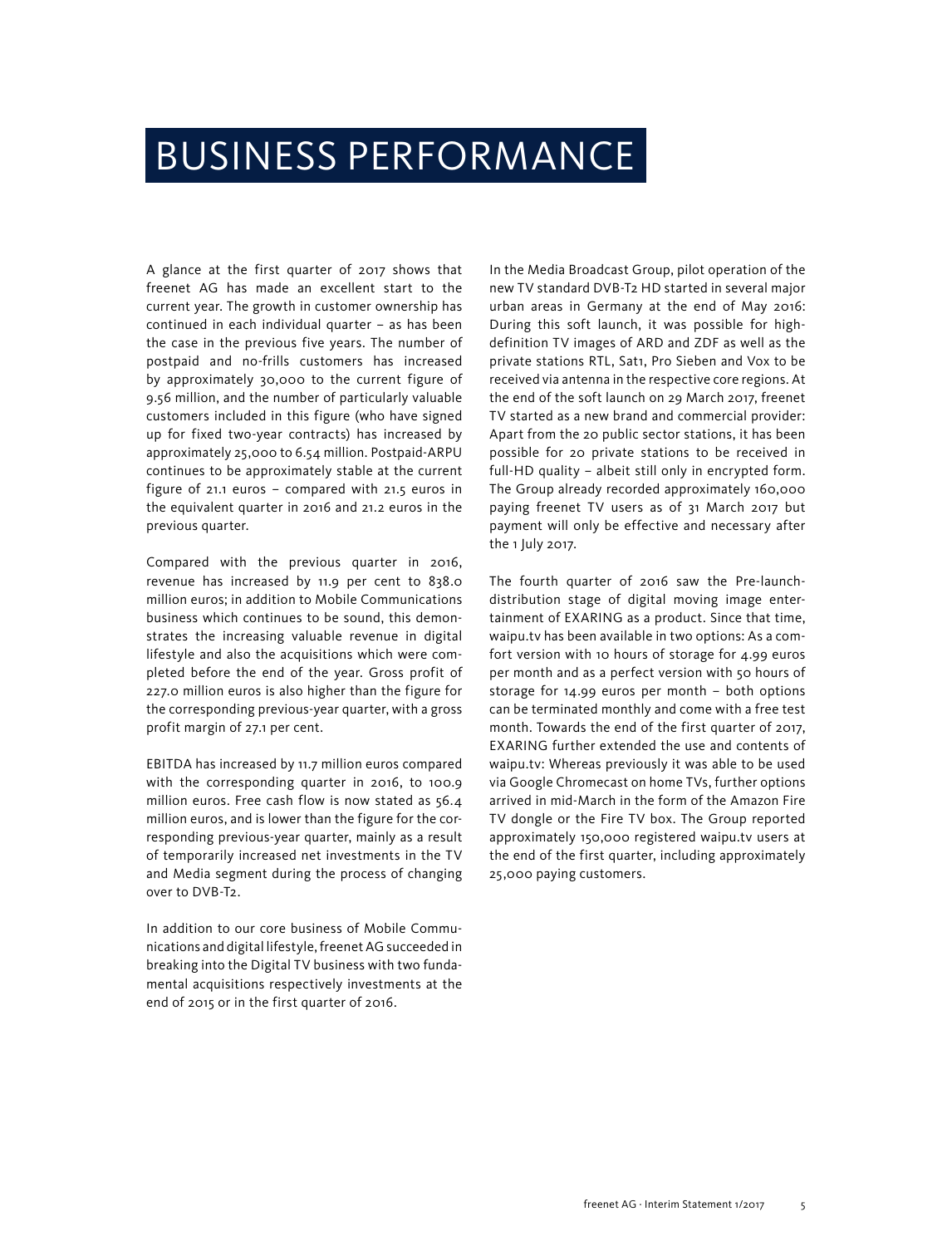# BUSINESS PERFORMANCE

A glance at the first quarter of 2017 shows that freenet AG has made an excellent start to the current year. The growth in customer ownership has continued in each individual quarter – as has been the case in the previous five years. The number of postpaid and no-frills customers has increased by approximately 30,000 to the current figure of 9.56 million, and the number of particularly valuable customers included in this figure (who have signed up for fixed two-year contracts) has increased by approximately 25,000 to 6.54 million. Postpaid-ARPU continues to be approximately stable at the current figure of 21.1 euros – compared with 21.5 euros in the equivalent quarter in 2016 and 21.2 euros in the previous quarter.

Compared with the previous quarter in 2016, revenue has increased by 11.9 per cent to 838.0 million euros; in addition to Mobile Communications business which continues to be sound, this demonstrates the increasing valuable revenue in digital lifestyle and also the acquisitions which were completed before the end of the year. Gross profit of 227.0 million euros is also higher than the figure for the corresponding previous-year quarter, with a gross profit margin of 27.1 per cent.

EBITDA has increased by 11.7 million euros compared with the corresponding quarter in 2016, to 100.9 million euros. Free cash flow is now stated as 56.4 million euros, and is lower than the figure for the corresponding previous-year quarter, mainly as a result of temporarily increased net investments in the TV and Media segment during the process of changing over to DVB-T2.

In addition to our core business of Mobile Communications and digital lifestyle, freenet AG succeeded in breaking into the Digital TV business with two fundamental acquisitions respectively investments at the end of 2015 or in the first quarter of 2016.

In the Media Broadcast Group, pilot operation of the new TV standard DVB-T2 HD started in several major urban areas in Germany at the end of May 2016: During this soft launch, it was possible for high-definition TV images of ARD and ZDF as well as the private stations RTL, Sat1, Pro Sieben and Vox to be received via antenna in the respective core regions. At the end of the soft launch on 29 March 2017, freenet TV started as a new brand and commercial provider: Apart from the 20 public sector stations, it has been possible for 20 private stations to be received in full-HD quality – albeit still only in encrypted form. The Group already recorded approximately 160,000 paying freenet TV users as of 31 March 2017 but payment will only be effective and necessary after the 1 July 2017.

The fourth quarter of 2016 saw the Pre-launch-distribution stage of digital moving image entertainment of EXARING as a product. Since that time, waipu.tv has been available in two options: As a comfort version with 10 hours of storage for 4.99 euros per month and as a perfect version with 50 hours of storage for 14.99 euros per month – both options can be terminated monthly and come with a free test month. Towards the end of the first quarter of 2017, EXARING further extended the use and contents of waipu.tv: Whereas previously it was able to be used via Google Chromecast on home TVs, further options arrived in mid-March in the form of the Amazon Fire TV dongle or the Fire TV box. The Group reported approximately 150,000 registered waipu.tv users at the end of the first quarter, including approximately 25,000 paying customers.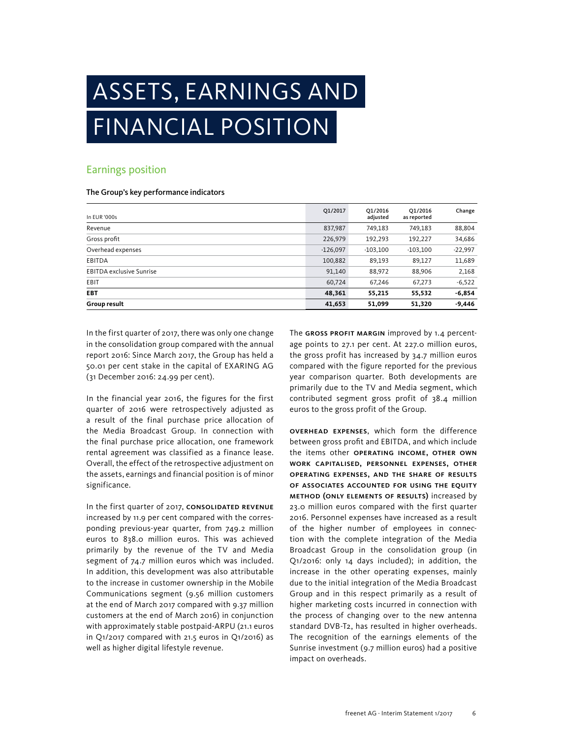# ASSETS, EARNINGS AND FINANCIAL POSITION

## Earnings position

**The Group's key performance indicators**

| In EUR '000s | Q1/2017 | Q1/2016 adjusted | Q1/2016 as reported | Change |
|---|---|---|---|---|
| Revenue | 837,987 | 749,183 | 749,183 | 88,804 |
| Gross profit | 226,979 | 192,293 | 192,227 | 34,686 |
| Overhead expenses | -126,097 | -103,100 | -103,100 | -22,997 |
| EBITDA | 100,882 | 89,193 | 89,127 | 11,689 |
| EBITDA exclusive Sunrise | 91,140 | 88,972 | 88,906 | 2,168 |
| EBIT | 60,724 | 67,246 | 67,273 | -6,522 |
| **EBT** | **48,361** | **55,215** | **55,532** | **-6,854** |
| **Group result** | **41,653** | **51,099** | **51,320** | **-9,446** |

In the first quarter of 2017, there was only one change in the consolidation group compared with the annual report 2016: Since March 2017, the Group has held a 50.01 per cent stake in the capital of EXARING AG (31 December 2016: 24.99 per cent).

In the financial year 2016, the figures for the first quarter of 2016 were retrospectively adjusted as a result of the final purchase price allocation of the Media Broadcast Group. In connection with the final purchase price allocation, one framework rental agreement was classified as a finance lease. Overall, the effect of the retrospective adjustment on the assets, earnings and financial position is of minor significance.

In the first quarter of 2017, **CONSOLIDATED REVENUE** increased by 11.9 per cent compared with the corresponding previous-year quarter, from 749.2 million euros to 838.0 million euros. This was achieved primarily by the revenue of the TV and Media segment of 74.7 million euros which was included. In addition, this development was also attributable to the increase in customer ownership in the Mobile Communications segment (9.56 million customers at the end of March 2017 compared with 9.37 million customers at the end of March 2016) in conjunction with approximately stable postpaid-ARPU (21.1 euros in Q1/2017 compared with 21.5 euros in Q1/2016) as well as higher digital lifestyle revenue.

The **GROSS PROFIT MARGIN** improved by 1.4 percentage points to 27.1 per cent. At 227.0 million euros, the gross profit has increased by 34.7 million euros compared with the figure reported for the previous year comparison quarter. Both developments are primarily due to the TV and Media segment, which contributed segment gross profit of 38.4 million euros to the gross profit of the Group.

**OVERHEAD EXPENSES**, which form the difference between gross profit and EBITDA, and which include the items other **OPERATING INCOME, OTHER OWN WORK CAPITALISED, PERSONNEL EXPENSES, OTHER OPERATING EXPENSES, AND THE SHARE OF RESULTS OF ASSOCIATES ACCOUNTED FOR USING THE EQUITY METHOD (ONLY ELEMENTS OF RESULTS)** increased by 23.0 million euros compared with the first quarter 2016. Personnel expenses have increased as a result of the higher number of employees in connection with the complete integration of the Media Broadcast Group in the consolidation group (in Q1/2016: only 14 days included); in addition, the increase in the other operating expenses, mainly due to the initial integration of the Media Broadcast Group and in this respect primarily as a result of higher marketing costs incurred in connection with the process of changing over to the new antenna standard DVB-T2, has resulted in higher overheads. The recognition of the earnings elements of the Sunrise investment (9.7 million euros) had a positive impact on overheads.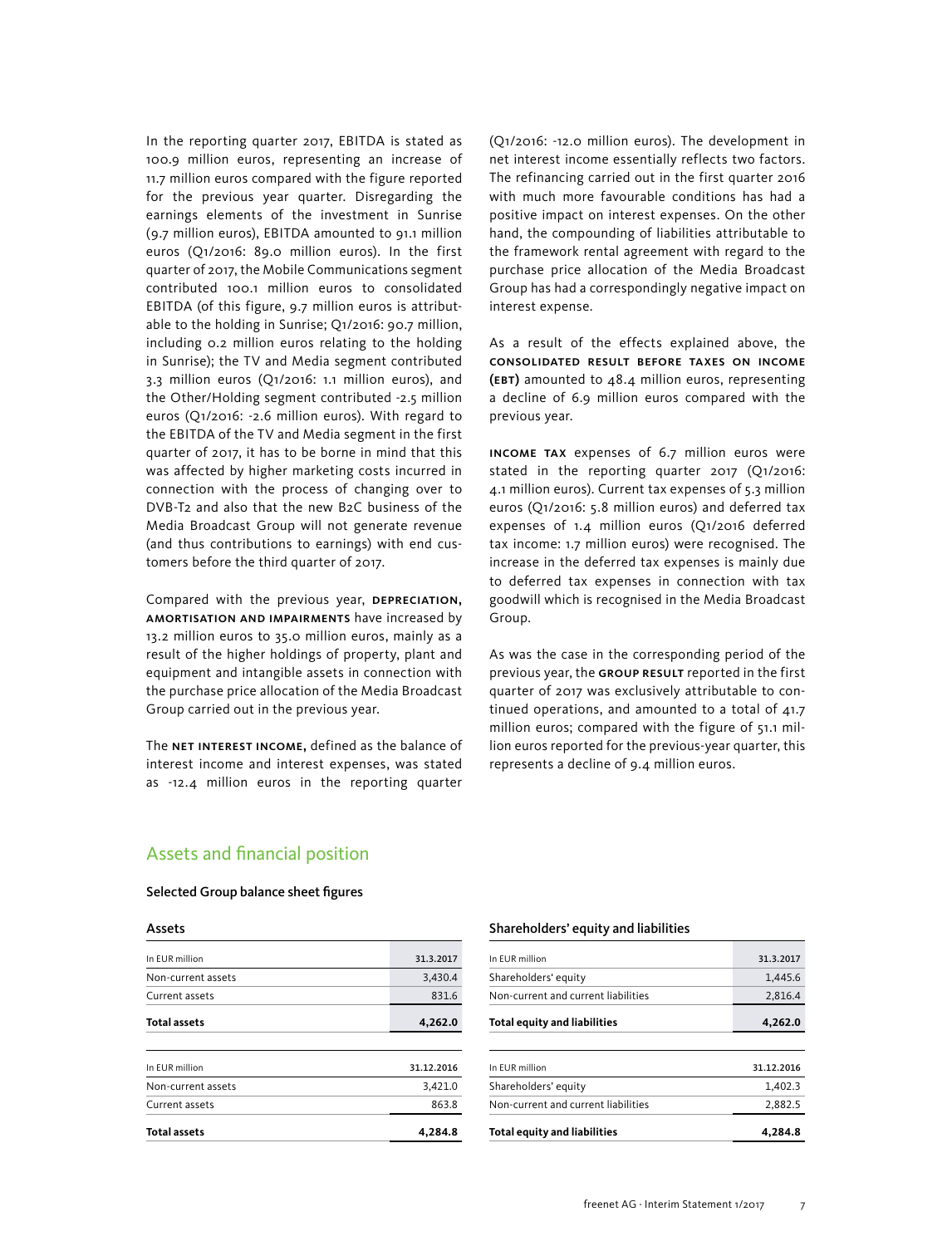In the reporting quarter 2017, EBITDA is stated as 100.9 million euros, representing an increase of 11.7 million euros compared with the figure reported for the previous year quarter. Disregarding the earnings elements of the investment in Sunrise (9.7 million euros), EBITDA amounted to 91.1 million euros (Q1/2016: 89.0 million euros). In the first quarter of 2017, the Mobile Communications segment contributed 100.1 million euros to consolidated EBITDA (of this figure, 9.7 million euros is attributable to the holding in Sunrise; Q1/2016: 90.7 million, including 0.2 million euros relating to the holding in Sunrise); the TV and Media segment contributed 3.3 million euros (Q1/2016: 1.1 million euros), and the Other/Holding segment contributed -2.5 million euros (Q1/2016: -2.6 million euros). With regard to the EBITDA of the TV and Media segment in the first quarter of 2017, it has to be borne in mind that this was affected by higher marketing costs incurred in connection with the process of changing over to DVB-T2 and also that the new B2C business of the Media Broadcast Group will not generate revenue (and thus contributions to earnings) with end customers before the third quarter of 2017.

Compared with the previous year, **DEPRECIATION, AMORTISATION AND IMPAIRMENTS** have increased by 13.2 million euros to 35.0 million euros, mainly as a result of the higher holdings of property, plant and equipment and intangible assets in connection with the purchase price allocation of the Media Broadcast Group carried out in the previous year.

The **NET INTEREST INCOME,** defined as the balance of interest income and interest expenses, was stated as -12.4 million euros in the reporting quarter (Q1/2016: -12.0 million euros). The development in net interest income essentially reflects two factors. The refinancing carried out in the first quarter 2016 with much more favourable conditions has had a positive impact on interest expenses. On the other hand, the compounding of liabilities attributable to the framework rental agreement with regard to the purchase price allocation of the Media Broadcast Group has had a correspondingly negative impact on interest expense.

As a result of the effects explained above, the **CONSOLIDATED RESULT BEFORE TAXES ON INCOME (EBT)** amounted to 48.4 million euros, representing a decline of 6.9 million euros compared with the previous year.

**INCOME TAX** expenses of 6.7 million euros were stated in the reporting quarter 2017 (Q1/2016: 4.1 million euros). Current tax expenses of 5.3 million euros (Q1/2016: 5.8 million euros) and deferred tax expenses of 1.4 million euros (Q1/2016 deferred tax income: 1.7 million euros) were recognised. The increase in the deferred tax expenses is mainly due to deferred tax expenses in connection with tax goodwill which is recognised in the Media Broadcast Group.

As was the case in the corresponding period of the previous year, the **GROUP RESULT** reported in the first quarter of 2017 was exclusively attributable to continued operations, and amounted to a total of 41.7 million euros; compared with the figure of 51.1 million euros reported for the previous-year quarter, this represents a decline of 9.4 million euros.

## Assets and financial position

### Selected Group balance sheet figures

**Assets**

| In EUR million | 31.3.2017 |
|---|---|
| Non-current assets | 3,430.4 |
| Current assets | 831.6 |
| **Total assets** | **4,262.0** |

| In EUR million | 31.12.2016 |
|---|---|
| Non-current assets | 3,421.0 |
| Current assets | 863.8 |
| **Total assets** | **4,284.8** |

**Shareholders' equity and liabilities**

| In EUR million | 31.3.2017 |
|---|---|
| Shareholders' equity | 1,445.6 |
| Non-current and current liabilities | 2,816.4 |
| **Total equity and liabilities** | **4,262.0** |

| In EUR million | 31.12.2016 |
|---|---|
| Shareholders' equity | 1,402.3 |
| Non-current and current liabilities | 2,882.5 |
| **Total equity and liabilities** | **4,284.8** |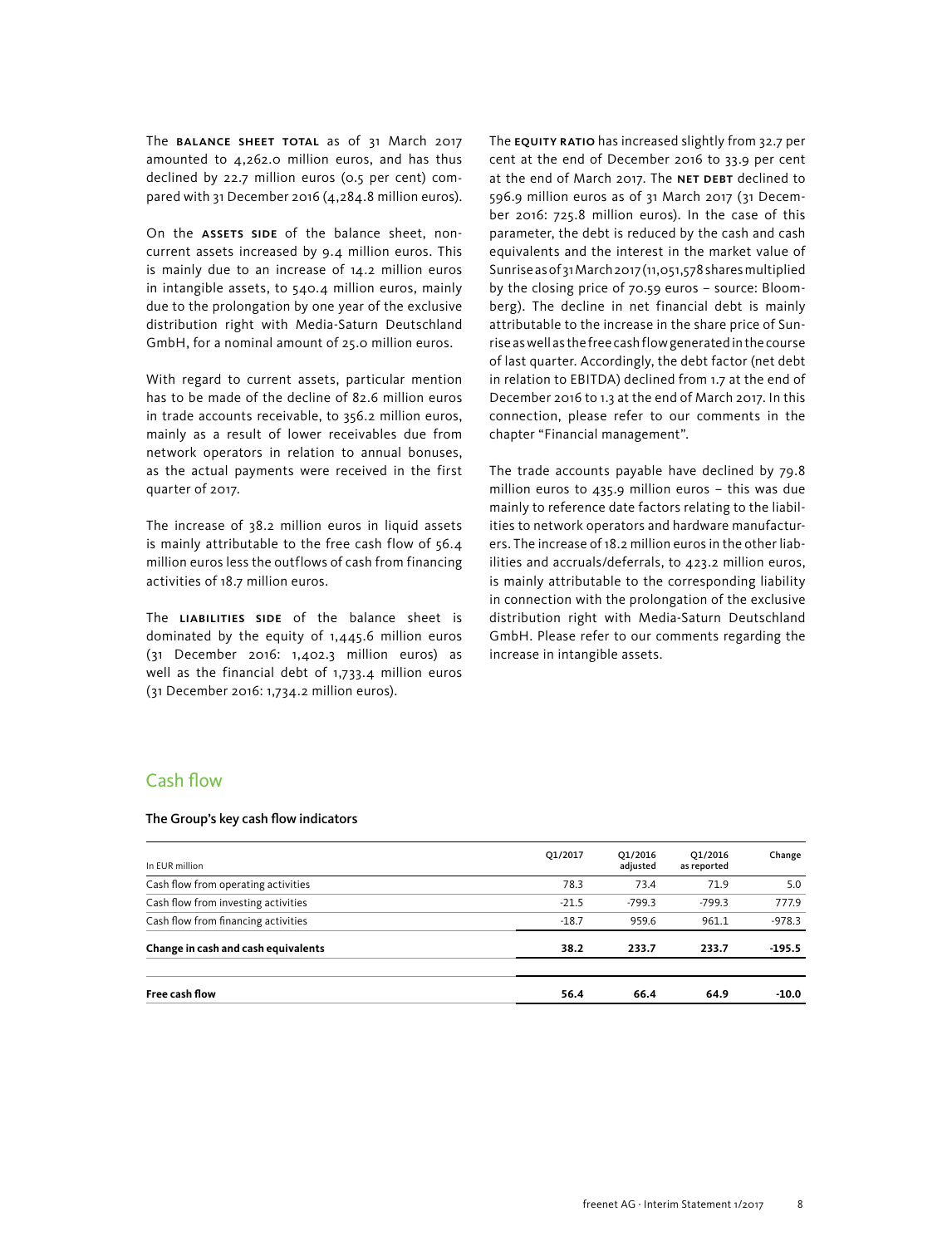The **BALANCE SHEET TOTAL** as of 31 March 2017 amounted to 4,262.0 million euros, and has thus declined by 22.7 million euros (0.5 per cent) compared with 31 December 2016 (4,284.8 million euros).

On the **ASSETS SIDE** of the balance sheet, non-current assets increased by 9.4 million euros. This is mainly due to an increase of 14.2 million euros in intangible assets, to 540.4 million euros, mainly due to the prolongation by one year of the exclusive distribution right with Media-Saturn Deutschland GmbH, for a nominal amount of 25.0 million euros.

With regard to current assets, particular mention has to be made of the decline of 82.6 million euros in trade accounts receivable, to 356.2 million euros, mainly as a result of lower receivables due from network operators in relation to annual bonuses, as the actual payments were received in the first quarter of 2017.

The increase of 38.2 million euros in liquid assets is mainly attributable to the free cash flow of 56.4 million euros less the outflows of cash from financing activities of 18.7 million euros.

The **LIABILITIES SIDE** of the balance sheet is dominated by the equity of 1,445.6 million euros (31 December 2016: 1,402.3 million euros) as well as the financial debt of 1,733.4 million euros (31 December 2016: 1,734.2 million euros).

The **EQUITY RATIO** has increased slightly from 32.7 per cent at the end of December 2016 to 33.9 per cent at the end of March 2017. The **NET DEBT** declined to 596.9 million euros as of 31 March 2017 (31 December 2016: 725.8 million euros). In the case of this parameter, the debt is reduced by the cash and cash equivalents and the interest in the market value of Sunrise as of 31 March 2017 (11,051,578 shares multiplied by the closing price of 70.59 euros – source: Bloomberg). The decline in net financial debt is mainly attributable to the increase in the share price of Sunrise as well as the free cash flow generated in the course of last quarter. Accordingly, the debt factor (net debt in relation to EBITDA) declined from 1.7 at the end of December 2016 to 1.3 at the end of March 2017. In this connection, please refer to our comments in the chapter "Financial management".

The trade accounts payable have declined by 79.8 million euros to 435.9 million euros – this was due mainly to reference date factors relating to the liabilities to network operators and hardware manufacturers. The increase of 18.2 million euros in the other liabilities and accruals/deferrals, to 423.2 million euros, is mainly attributable to the corresponding liability in connection with the prolongation of the exclusive distribution right with Media-Saturn Deutschland GmbH. Please refer to our comments regarding the increase in intangible assets.

## Cash flow

**The Group's key cash flow indicators**

| In EUR million | Q1/2017 | Q1/2016 adjusted | Q1/2016 as reported | Change |
|---|---|---|---|---|
| Cash flow from operating activities | 78.3 | 73.4 | 71.9 | 5.0 |
| Cash flow from investing activities | -21.5 | -799.3 | -799.3 | 777.9 |
| Cash flow from financing activities | -18.7 | 959.6 | 961.1 | -978.3 |
| **Change in cash and cash equivalents** | **38.2** | **233.7** | **233.7** | **-195.5** |
| **Free cash flow** | **56.4** | **66.4** | **64.9** | **-10.0** |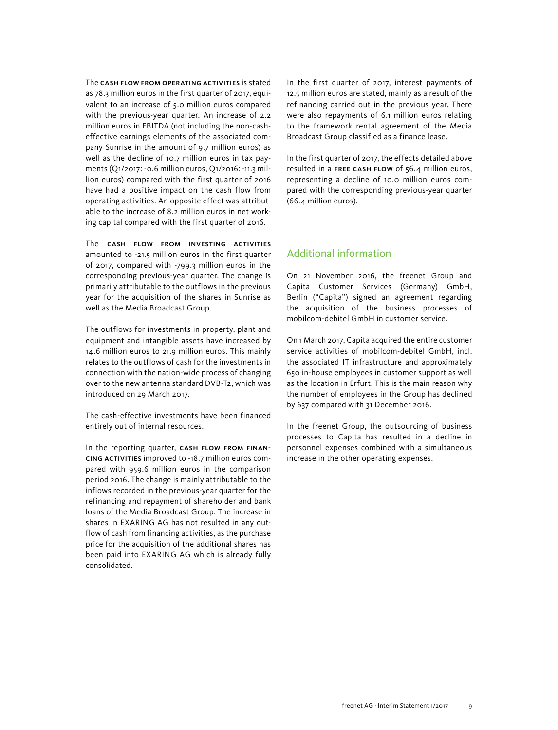The **CASH FLOW FROM OPERATING ACTIVITIES** is stated as 78.3 million euros in the first quarter of 2017, equivalent to an increase of 5.0 million euros compared with the previous-year quarter. An increase of 2.2 million euros in EBITDA (not including the non-cash-effective earnings elements of the associated company Sunrise in the amount of 9.7 million euros) as well as the decline of 10.7 million euros in tax payments (Q1/2017: -0.6 million euros, Q1/2016: -11.3 million euros) compared with the first quarter of 2016 have had a positive impact on the cash flow from operating activities. An opposite effect was attributable to the increase of 8.2 million euros in net working capital compared with the first quarter of 2016.

The **CASH FLOW FROM INVESTING ACTIVITIES** amounted to -21.5 million euros in the first quarter of 2017, compared with -799.3 million euros in the corresponding previous-year quarter. The change is primarily attributable to the outflows in the previous year for the acquisition of the shares in Sunrise as well as the Media Broadcast Group.

The outflows for investments in property, plant and equipment and intangible assets have increased by 14.6 million euros to 21.9 million euros. This mainly relates to the outflows of cash for the investments in connection with the nation-wide process of changing over to the new antenna standard DVB-T2, which was introduced on 29 March 2017.

The cash-effective investments have been financed entirely out of internal resources.

In the reporting quarter, **CASH FLOW FROM FINANCING ACTIVITIES** improved to -18.7 million euros compared with 959.6 million euros in the comparison period 2016. The change is mainly attributable to the inflows recorded in the previous-year quarter for the refinancing and repayment of shareholder and bank loans of the Media Broadcast Group. The increase in shares in EXARING AG has not resulted in any outflow of cash from financing activities, as the purchase price for the acquisition of the additional shares has been paid into EXARING AG which is already fully consolidated.

In the first quarter of 2017, interest payments of 12.5 million euros are stated, mainly as a result of the refinancing carried out in the previous year. There were also repayments of 6.1 million euros relating to the framework rental agreement of the Media Broadcast Group classified as a finance lease.

In the first quarter of 2017, the effects detailed above resulted in a **FREE CASH FLOW** of 56.4 million euros, representing a decline of 10.0 million euros compared with the corresponding previous-year quarter (66.4 million euros).

## Additional information

On 21 November 2016, the freenet Group and Capita Customer Services (Germany) GmbH, Berlin ("Capita") signed an agreement regarding the acquisition of the business processes of mobilcom-debitel GmbH in customer service.

On 1 March 2017, Capita acquired the entire customer service activities of mobilcom-debitel GmbH, incl. the associated IT infrastructure and approximately 650 in-house employees in customer support as well as the location in Erfurt. This is the main reason why the number of employees in the Group has declined by 637 compared with 31 December 2016.

In the freenet Group, the outsourcing of business processes to Capita has resulted in a decline in personnel expenses combined with a simultaneous increase in the other operating expenses.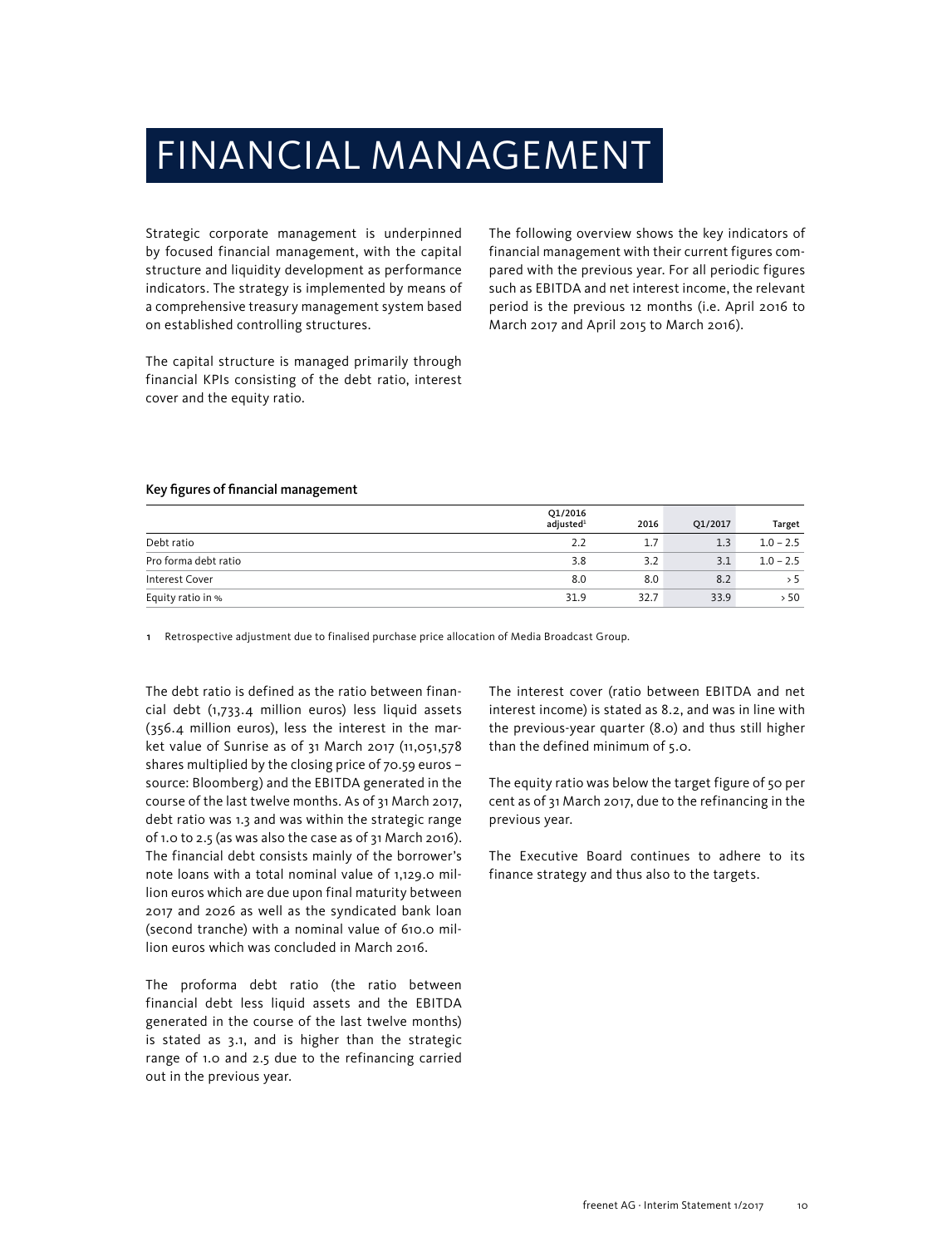# FINANCIAL MANAGEMENT

Strategic corporate management is underpinned by focused financial management, with the capital structure and liquidity development as performance indicators. The strategy is implemented by means of a comprehensive treasury management system based on established controlling structures.

The capital structure is managed primarily through financial KPIs consisting of the debt ratio, interest cover and the equity ratio.

The following overview shows the key indicators of financial management with their current figures compared with the previous year. For all periodic figures such as EBITDA and net interest income, the relevant period is the previous 12 months (i.e. April 2016 to March 2017 and April 2015 to March 2016).

**Key figures of financial management**

| | Q1/2016 adjusted[1] | 2016 | Q1/2017 | Target |
|---|---|---|---|---|
| Debt ratio | 2.2 | 1.7 | 1.3 | 1.0 – 2.5 |
| Pro forma debt ratio | 3.8 | 3.2 | 3.1 | 1.0 – 2.5 |
| Interest Cover | 8.0 | 8.0 | 8.2 | > 5 |
| Equity ratio in % | 31.9 | 32.7 | 33.9 | > 50 |

1 Retrospective adjustment due to finalised purchase price allocation of Media Broadcast Group.

The debt ratio is defined as the ratio between financial debt (1,733.4 million euros) less liquid assets (356.4 million euros), less the interest in the market value of Sunrise as of 31 March 2017 (11,051,578 shares multiplied by the closing price of 70.59 euros – source: Bloomberg) and the EBITDA generated in the course of the last twelve months. As of 31 March 2017, debt ratio was 1.3 and was within the strategic range of 1.0 to 2.5 (as was also the case as of 31 March 2016). The financial debt consists mainly of the borrower's note loans with a total nominal value of 1,129.0 million euros which are due upon final maturity between 2017 and 2026 as well as the syndicated bank loan (second tranche) with a nominal value of 610.0 million euros which was concluded in March 2016.

The proforma debt ratio (the ratio between financial debt less liquid assets and the EBITDA generated in the course of the last twelve months) is stated as 3.1, and is higher than the strategic range of 1.0 and 2.5 due to the refinancing carried out in the previous year.

The interest cover (ratio between EBITDA and net interest income) is stated as 8.2, and was in line with the previous-year quarter (8.0) and thus still higher than the defined minimum of 5.0.

The equity ratio was below the target figure of 50 per cent as of 31 March 2017, due to the refinancing in the previous year.

The Executive Board continues to adhere to its finance strategy and thus also to the targets.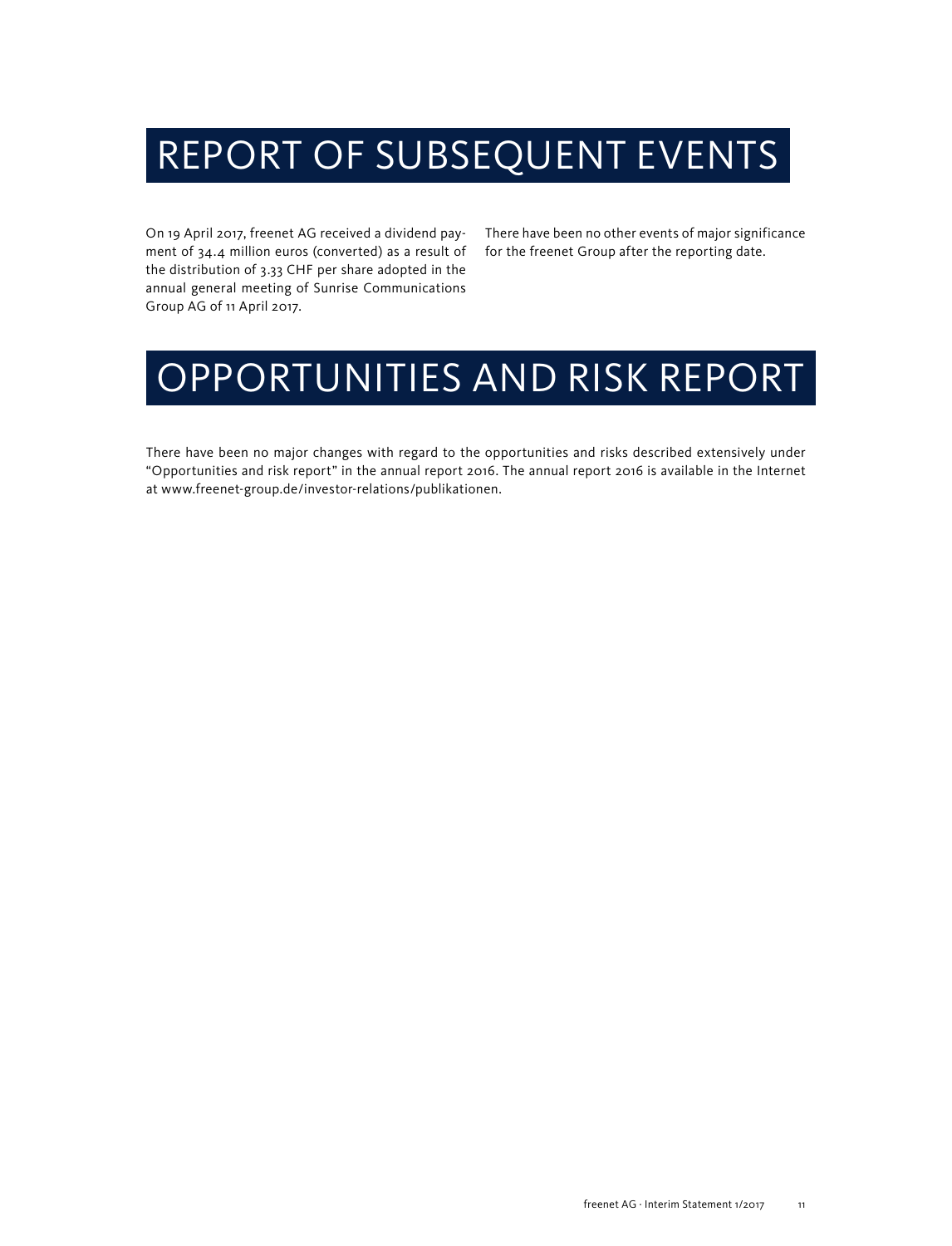# REPORT OF SUBSEQUENT EVENTS

On 19 April 2017, freenet AG received a dividend payment of 34.4 million euros (converted) as a result of the distribution of 3.33 CHF per share adopted in the annual general meeting of Sunrise Communications Group AG of 11 April 2017.

There have been no other events of major significance for the freenet Group after the reporting date.

# OPPORTUNITIES AND RISK REPORT

There have been no major changes with regard to the opportunities and risks described extensively under "Opportunities and risk report" in the annual report 2016. The annual report 2016 is available in the Internet at www.freenet-group.de/investor-relations/publikationen.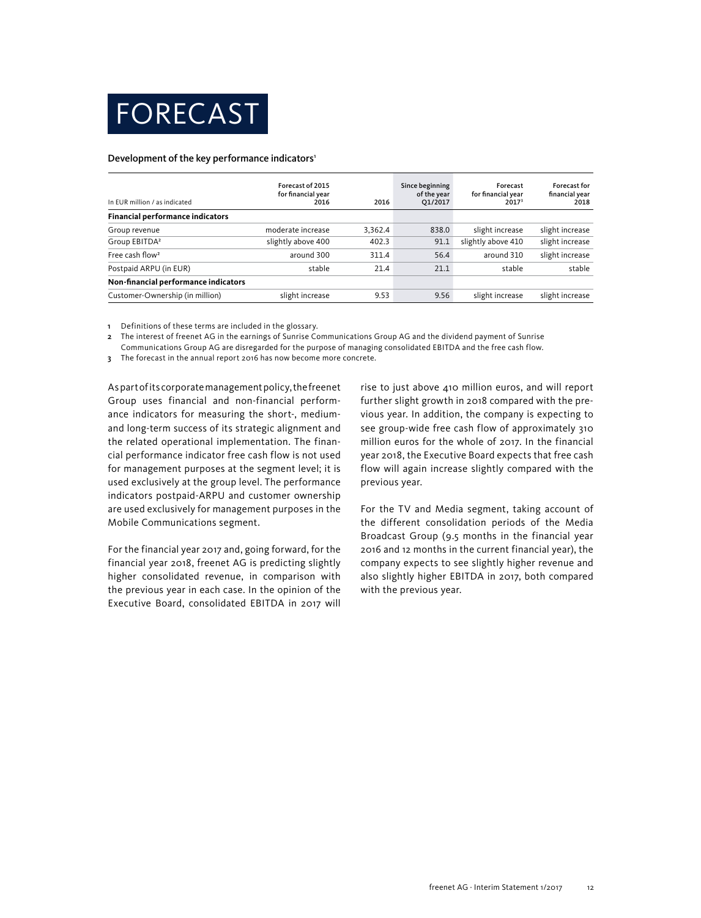# FORECAST

**Development of the key performance indicators**[1]

| In EUR million / as indicated | Forecast of 2015 for financial year 2016 | 2016 | Since beginning of the year Q1/2017 | Forecast for financial year 2017[3] | Forecast for financial year 2018 |
|---|---|---|---|---|---|
| **Financial performance indicators** | | | | | |
| Group revenue | moderate increase | 3,362.4 | 838.0 | slight increase | slight increase |
| Group EBITDA[2] | slightly above 400 | 402.3 | 91.1 | slightly above 410 | slight increase |
| Free cash flow[2] | around 300 | 311.4 | 56.4 | around 310 | slight increase |
| Postpaid ARPU (in EUR) | stable | 21.4 | 21.1 | stable | stable |
| **Non-financial performance indicators** | | | | | |
| Customer-Ownership (in million) | slight increase | 9.53 | 9.56 | slight increase | slight increase |

1 Definitions of these terms are included in the glossary.

2 The interest of freenet AG in the earnings of Sunrise Communications Group AG and the dividend payment of Sunrise Communications Group AG are disregarded for the purpose of managing consolidated EBITDA and the free cash flow.

3 The forecast in the annual report 2016 has now become more concrete.

As part of its corporate management policy, the freenet Group uses financial and non-financial performance indicators for measuring the short-, medium- and long-term success of its strategic alignment and the related operational implementation. The financial performance indicator free cash flow is not used for management purposes at the segment level; it is used exclusively at the group level. The performance indicators postpaid-ARPU and customer ownership are used exclusively for management purposes in the Mobile Communications segment.

For the financial year 2017 and, going forward, for the financial year 2018, freenet AG is predicting slightly higher consolidated revenue, in comparison with the previous year in each case. In the opinion of the Executive Board, consolidated EBITDA in 2017 will rise to just above 410 million euros, and will report further slight growth in 2018 compared with the previous year. In addition, the company is expecting to see group-wide free cash flow of approximately 310 million euros for the whole of 2017. In the financial year 2018, the Executive Board expects that free cash flow will again increase slightly compared with the previous year.

For the TV and Media segment, taking account of the different consolidation periods of the Media Broadcast Group (9.5 months in the financial year 2016 and 12 months in the current financial year), the company expects to see slightly higher revenue and also slightly higher EBITDA in 2017, both compared with the previous year.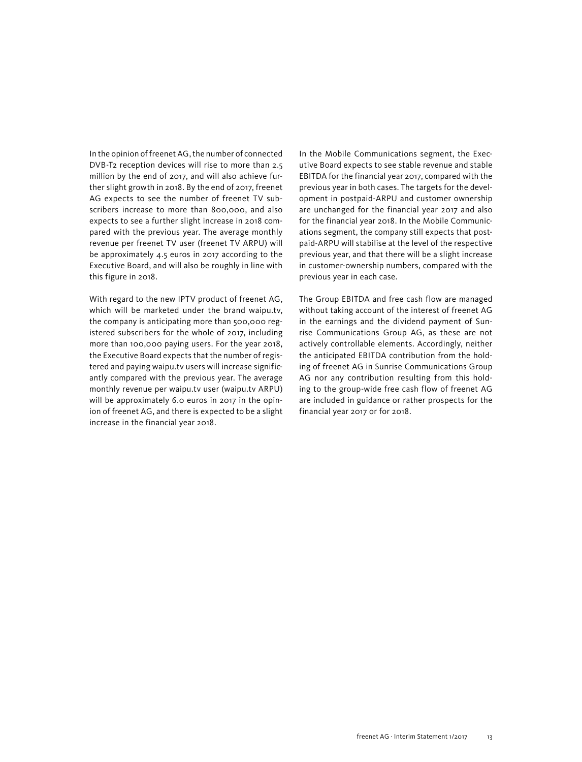In the opinion of freenet AG, the number of connected DVB-T2 reception devices will rise to more than 2.5 million by the end of 2017, and will also achieve further slight growth in 2018. By the end of 2017, freenet AG expects to see the number of freenet TV subscribers increase to more than 800,000, and also expects to see a further slight increase in 2018 compared with the previous year. The average monthly revenue per freenet TV user (freenet TV ARPU) will be approximately 4.5 euros in 2017 according to the Executive Board, and will also be roughly in line with this figure in 2018.

With regard to the new IPTV product of freenet AG, which will be marketed under the brand waipu.tv, the company is anticipating more than 500,000 registered subscribers for the whole of 2017, including more than 100,000 paying users. For the year 2018, the Executive Board expects that the number of registered and paying waipu.tv users will increase significantly compared with the previous year. The average monthly revenue per waipu.tv user (waipu.tv ARPU) will be approximately 6.0 euros in 2017 in the opinion of freenet AG, and there is expected to be a slight increase in the financial year 2018.

In the Mobile Communications segment, the Executive Board expects to see stable revenue and stable EBITDA for the financial year 2017, compared with the previous year in both cases. The targets for the development in postpaid-ARPU and customer ownership are unchanged for the financial year 2017 and also for the financial year 2018. In the Mobile Communications segment, the company still expects that postpaid-ARPU will stabilise at the level of the respective previous year, and that there will be a slight increase in customer-ownership numbers, compared with the previous year in each case.

The Group EBITDA and free cash flow are managed without taking account of the interest of freenet AG in the earnings and the dividend payment of Sunrise Communications Group AG, as these are not actively controllable elements. Accordingly, neither the anticipated EBITDA contribution from the holding of freenet AG in Sunrise Communications Group AG nor any contribution resulting from this holding to the group-wide free cash flow of freenet AG are included in guidance or rather prospects for the financial year 2017 or for 2018.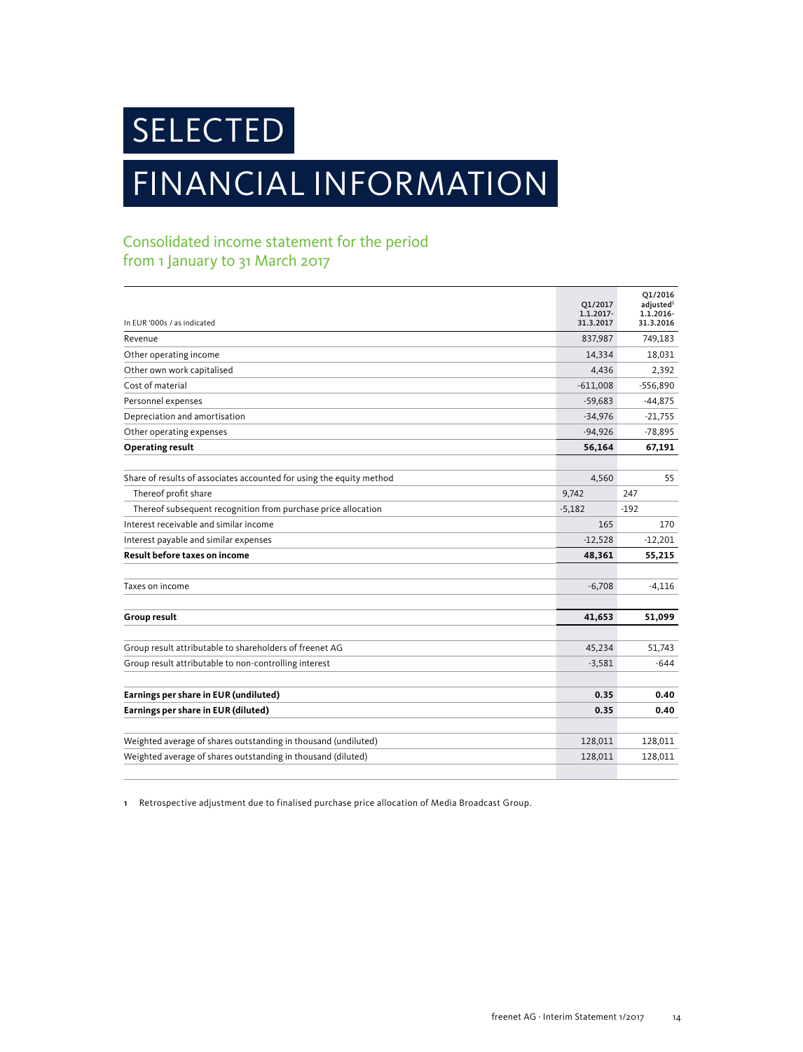# SELECTED FINANCIAL INFORMATION

## Consolidated income statement for the period from 1 January to 31 March 2017

| In EUR '000s / as indicated | Q1/2017 1.1.2017-31.3.2017 | Q1/2016 adjusted[1] 1.1.2016-31.3.2016 |
|---|---|---|
| Revenue | 837,987 | 749,183 |
| Other operating income | 14,334 | 18,031 |
| Other own work capitalised | 4,436 | 2,392 |
| Cost of material | -611,008 | -556,890 |
| Personnel expenses | -59,683 | -44,875 |
| Depreciation and amortisation | -34,976 | -21,755 |
| Other operating expenses | -94,926 | -78,895 |
| **Operating result** | **56,164** | **67,191** |
| | | |
| Share of results of associates accounted for using the equity method | 4,560 | 55 |
| Thereof profit share | 9,742 | 247 |
| Thereof subsequent recognition from purchase price allocation | -5,182 | -192 |
| Interest receivable and similar income | 165 | 170 |
| Interest payable and similar expenses | -12,528 | -12,201 |
| **Result before taxes on income** | **48,361** | **55,215** |
| | | |
| Taxes on income | -6,708 | -4,116 |
| | | |
| **Group result** | **41,653** | **51,099** |
| | | |
| Group result attributable to shareholders of freenet AG | 45,234 | 51,743 |
| Group result attributable to non-controlling interest | -3,581 | -644 |
| | | |
| **Earnings per share in EUR (undiluted)** | **0.35** | **0.40** |
| **Earnings per share in EUR (diluted)** | **0.35** | **0.40** |
| | | |
| Weighted average of shares outstanding in thousand (undiluted) | 128,011 | 128,011 |
| Weighted average of shares outstanding in thousand (diluted) | 128,011 | 128,011 |

1 Retrospective adjustment due to finalised purchase price allocation of Media Broadcast Group.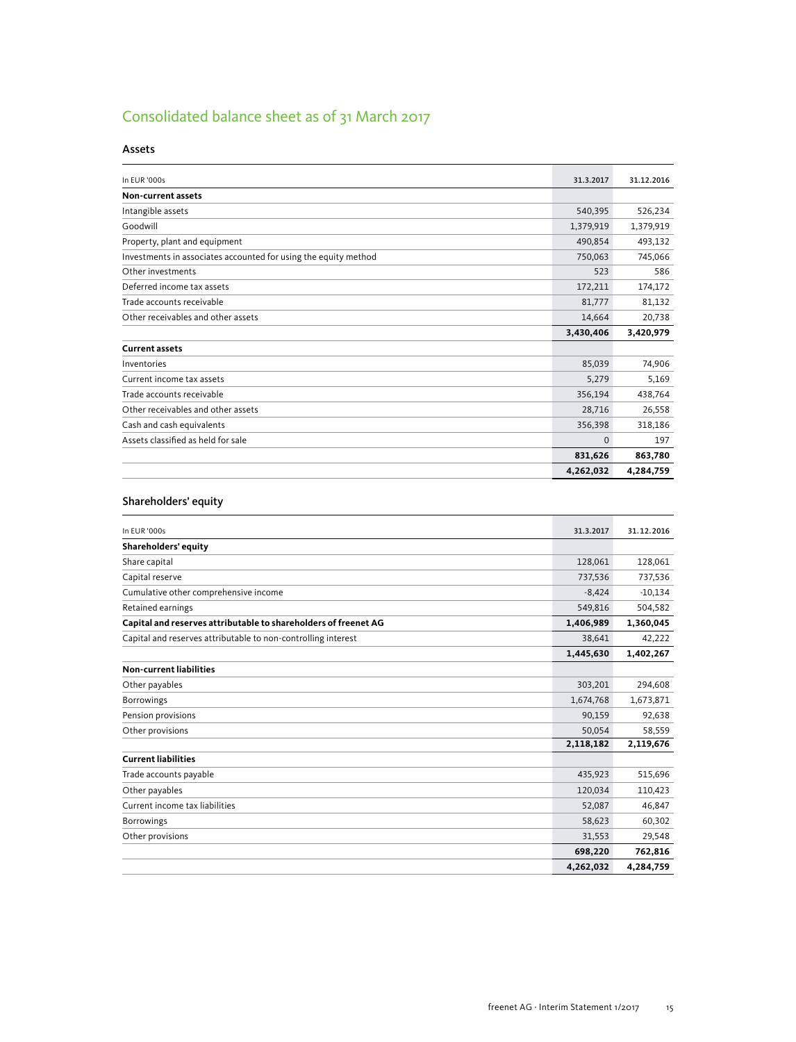# Consolidated balance sheet as of 31 March 2017

## Assets

| In EUR '000s | 31.3.2017 | 31.12.2016 |
|---|---|---|
| **Non-current assets** | | |
| Intangible assets | 540,395 | 526,234 |
| Goodwill | 1,379,919 | 1,379,919 |
| Property, plant and equipment | 490,854 | 493,132 |
| Investments in associates accounted for using the equity method | 750,063 | 745,066 |
| Other investments | 523 | 586 |
| Deferred income tax assets | 172,211 | 174,172 |
| Trade accounts receivable | 81,777 | 81,132 |
| Other receivables and other assets | 14,664 | 20,738 |
| | **3,430,406** | **3,420,979** |
| **Current assets** | | |
| Inventories | 85,039 | 74,906 |
| Current income tax assets | 5,279 | 5,169 |
| Trade accounts receivable | 356,194 | 438,764 |
| Other receivables and other assets | 28,716 | 26,558 |
| Cash and cash equivalents | 356,398 | 318,186 |
| Assets classified as held for sale | 0 | 197 |
| | **831,626** | **863,780** |
| | **4,262,032** | **4,284,759** |

## Shareholders' equity

| In EUR '000s | 31.3.2017 | 31.12.2016 |
|---|---|---|
| **Shareholders' equity** | | |
| Share capital | 128,061 | 128,061 |
| Capital reserve | 737,536 | 737,536 |
| Cumulative other comprehensive income | -8,424 | -10,134 |
| Retained earnings | 549,816 | 504,582 |
| **Capital and reserves attributable to shareholders of freenet AG** | **1,406,989** | **1,360,045** |
| Capital and reserves attributable to non-controlling interest | 38,641 | 42,222 |
| | **1,445,630** | **1,402,267** |
| **Non-current liabilities** | | |
| Other payables | 303,201 | 294,608 |
| Borrowings | 1,674,768 | 1,673,871 |
| Pension provisions | 90,159 | 92,638 |
| Other provisions | 50,054 | 58,559 |
| | **2,118,182** | **2,119,676** |
| **Current liabilities** | | |
| Trade accounts payable | 435,923 | 515,696 |
| Other payables | 120,034 | 110,423 |
| Current income tax liabilities | 52,087 | 46,847 |
| Borrowings | 58,623 | 60,302 |
| Other provisions | 31,553 | 29,548 |
| | **698,220** | **762,816** |
| | **4,262,032** | **4,284,759** |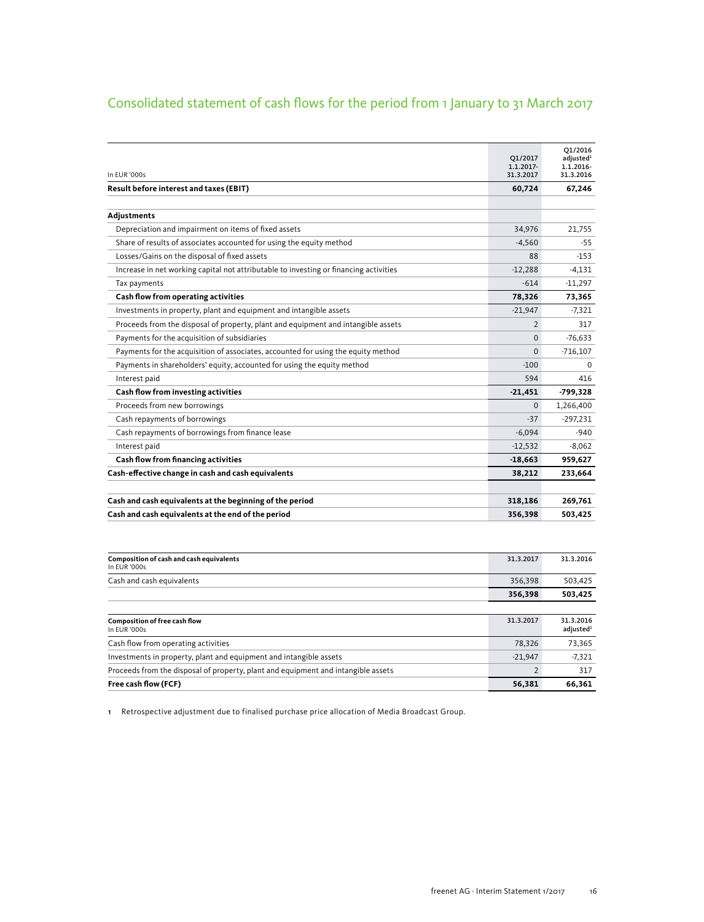# Consolidated statement of cash flows for the period from 1 January to 31 March 2017

| In EUR '000s | Q1/2017 1.1.2017-31.3.2017 | Q1/2016 adjusted[1] 1.1.2016-31.3.2016 |
|---|---|---|
| **Result before interest and taxes (EBIT)** | **60,724** | **67,246** |
| | | |
| **Adjustments** | | |
| Depreciation and impairment on items of fixed assets | 34,976 | 21,755 |
| Share of results of associates accounted for using the equity method | -4,560 | -55 |
| Losses/Gains on the disposal of fixed assets | 88 | -153 |
| Increase in net working capital not attributable to investing or financing activities | -12,288 | -4,131 |
| Tax payments | -614 | -11,297 |
| **Cash flow from operating activities** | **78,326** | **73,365** |
| Investments in property, plant and equipment and intangible assets | -21,947 | -7,321 |
| Proceeds from the disposal of property, plant and equipment and intangible assets | 2 | 317 |
| Payments for the acquisition of subsidiaries | 0 | -76,633 |
| Payments for the acquisition of associates, accounted for using the equity method | 0 | -716,107 |
| Payments in shareholders' equity, accounted for using the equity method | -100 | 0 |
| Interest paid | 594 | 416 |
| **Cash flow from investing activities** | **-21,451** | **-799,328** |
| Proceeds from new borrowings | 0 | 1,266,400 |
| Cash repayments of borrowings | -37 | -297,231 |
| Cash repayments of borrowings from finance lease | -6,094 | -940 |
| Interest paid | -12,532 | -8,062 |
| **Cash flow from financing activities** | **-18,663** | **959,627** |
| **Cash-effective change in cash and cash equivalents** | **38,212** | **233,664** |
| | | |
| **Cash and cash equivalents at the beginning of the period** | **318,186** | **269,761** |
| **Cash and cash equivalents at the end of the period** | **356,398** | **503,425** |

| **Composition of cash and cash equivalents** In EUR '000s | 31.3.2017 | 31.3.2016 |
|---|---|---|
| Cash and cash equivalents | 356,398 | 503,425 |
| | **356,398** | **503,425** |

| **Composition of free cash flow** In EUR '000s | 31.3.2017 | 31.3.2016 adjusted[1] |
|---|---|---|
| Cash flow from operating activities | 78,326 | 73,365 |
| Investments in property, plant and equipment and intangible assets | -21,947 | -7,321 |
| Proceeds from the disposal of property, plant and equipment and intangible assets | 2 | 317 |
| **Free cash flow (FCF)** | **56,381** | **66,361** |

1 Retrospective adjustment due to finalised purchase price allocation of Media Broadcast Group.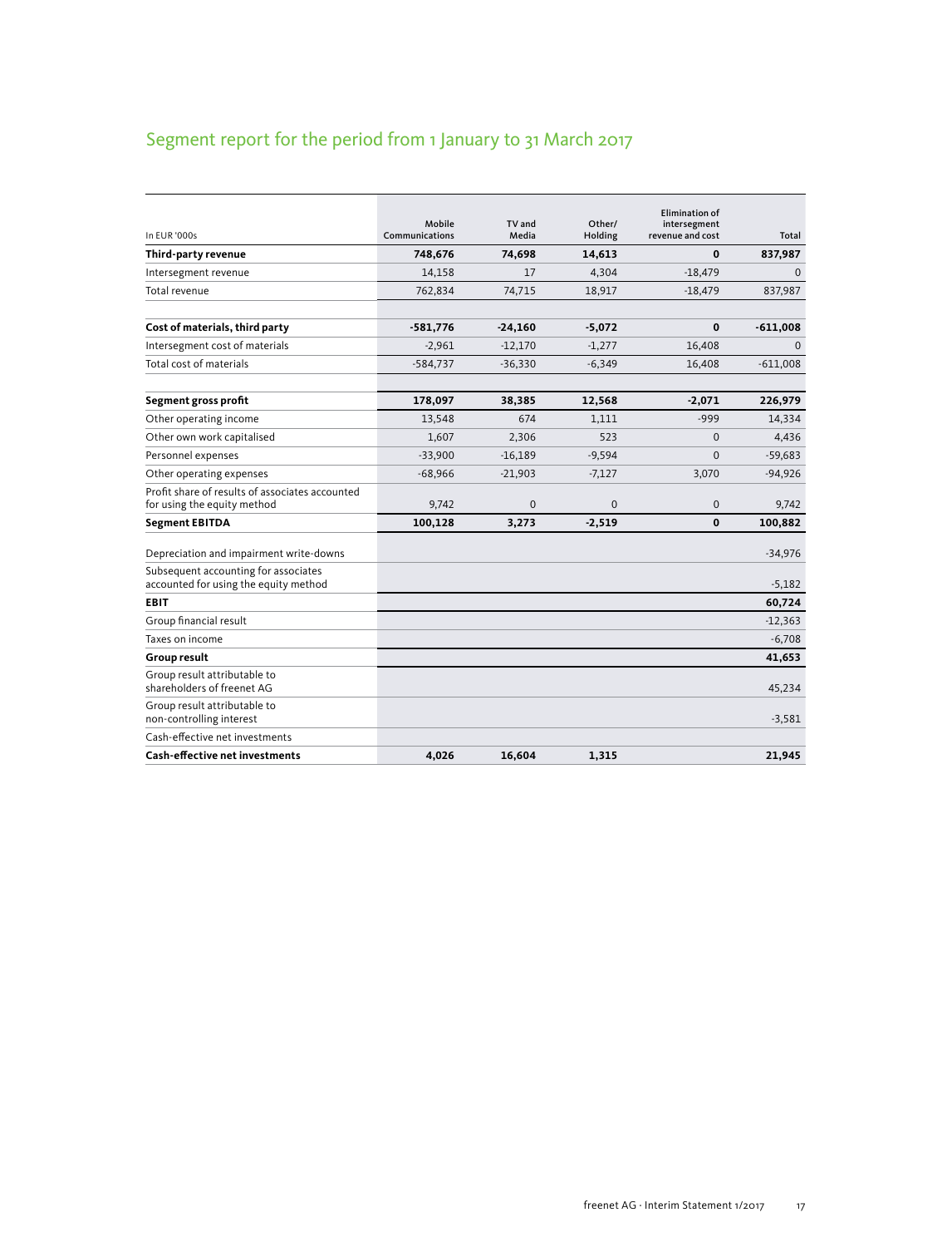# Segment report for the period from 1 January to 31 March 2017

| In EUR '000s | Mobile Communications | TV and Media | Other/ Holding | Elimination of intersegment revenue and cost | Total |
|---|---|---|---|---|---|
| **Third-party revenue** | **748,676** | **74,698** | **14,613** | **0** | **837,987** |
| Intersegment revenue | 14,158 | 17 | 4,304 | -18,479 | 0 |
| Total revenue | 762,834 | 74,715 | 18,917 | -18,479 | 837,987 |
| | | | | | |
| **Cost of materials, third party** | **-581,776** | **-24,160** | **-5,072** | **0** | **-611,008** |
| Intersegment cost of materials | -2,961 | -12,170 | -1,277 | 16,408 | 0 |
| Total cost of materials | -584,737 | -36,330 | -6,349 | 16,408 | -611,008 |
| | | | | | |
| **Segment gross profit** | **178,097** | **38,385** | **12,568** | **-2,071** | **226,979** |
| Other operating income | 13,548 | 674 | 1,111 | -999 | 14,334 |
| Other own work capitalised | 1,607 | 2,306 | 523 | 0 | 4,436 |
| Personnel expenses | -33,900 | -16,189 | -9,594 | 0 | -59,683 |
| Other operating expenses | -68,966 | -21,903 | -7,127 | 3,070 | -94,926 |
| Profit share of results of associates accounted for using the equity method | 9,742 | 0 | 0 | 0 | 9,742 |
| **Segment EBITDA** | **100,128** | **3,273** | **-2,519** | **0** | **100,882** |
| | | | | | |
| Depreciation and impairment write-downs | | | | | -34,976 |
| Subsequent accounting for associates accounted for using the equity method | | | | | -5,182 |
| **EBIT** | | | | | **60,724** |
| Group financial result | | | | | -12,363 |
| Taxes on income | | | | | -6,708 |
| **Group result** | | | | | **41,653** |
| Group result attributable to shareholders of freenet AG | | | | | 45,234 |
| Group result attributable to non-controlling interest | | | | | -3,581 |
| Cash-effective net investments | | | | | |
| **Cash-effective net investments** | **4,026** | **16,604** | **1,315** | | **21,945** |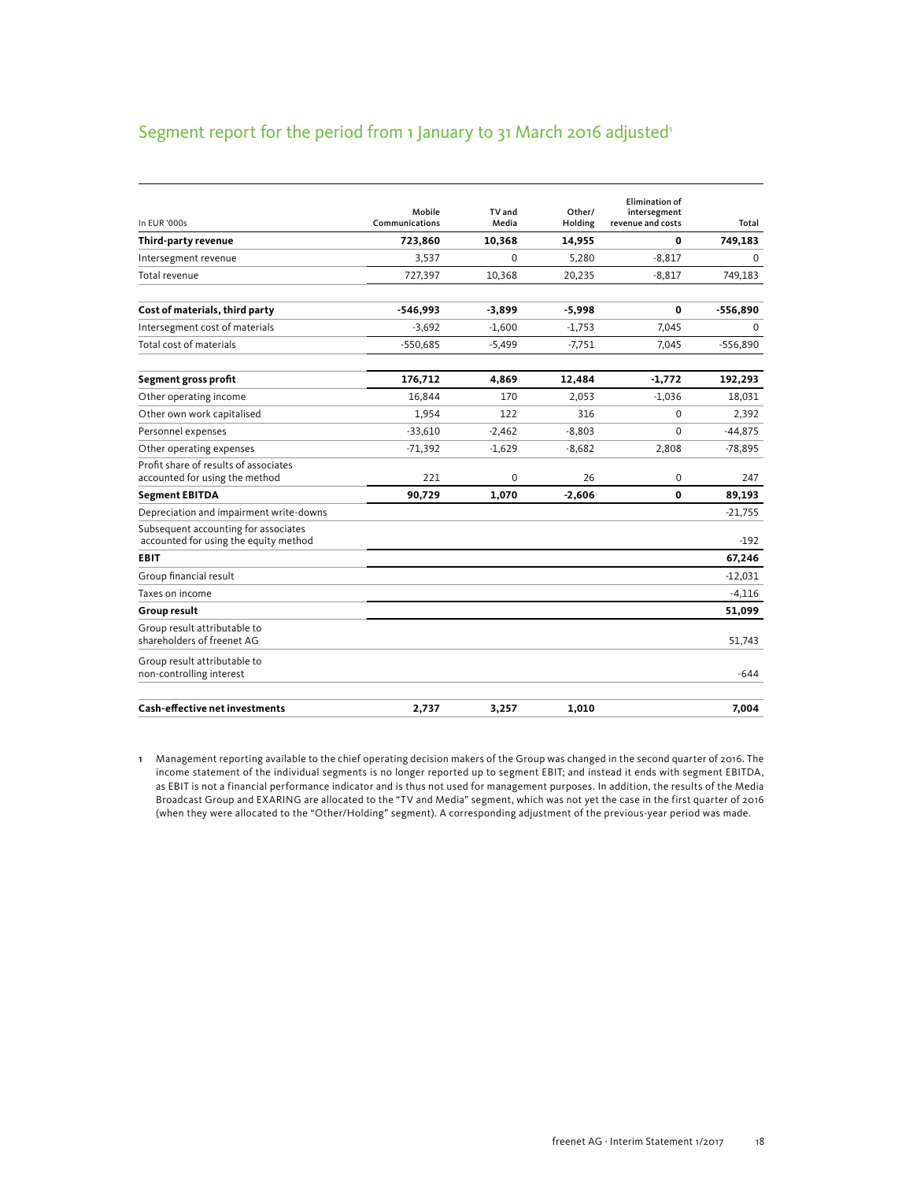## Segment report for the period from 1 January to 31 March 2016 adjusted[1]

| In EUR '000s | Mobile Communications | TV and Media | Other/ Holding | Elimination of intersegment revenue and costs | Total |
|---|---|---|---|---|---|
| **Third-party revenue** | **723,860** | **10,368** | **14,955** | **0** | **749,183** |
| Intersegment revenue | 3,537 | 0 | 5,280 | -8,817 | 0 |
| Total revenue | 727,397 | 10,368 | 20,235 | -8,817 | 749,183 |
| **Cost of materials, third party** | **-546,993** | **-3,899** | **-5,998** | **0** | **-556,890** |
| Intersegment cost of materials | -3,692 | -1,600 | -1,753 | 7,045 | 0 |
| Total cost of materials | -550,685 | -5,499 | -7,751 | 7,045 | -556,890 |
| **Segment gross profit** | **176,712** | **4,869** | **12,484** | **-1,772** | **192,293** |
| Other operating income | 16,844 | 170 | 2,053 | -1,036 | 18,031 |
| Other own work capitalised | 1,954 | 122 | 316 | 0 | 2,392 |
| Personnel expenses | -33,610 | -2,462 | -8,803 | 0 | -44,875 |
| Other operating expenses | -71,392 | -1,629 | -8,682 | 2,808 | -78,895 |
| Profit share of results of associates accounted for using the method | 221 | 0 | 26 | 0 | 247 |
| **Segment EBITDA** | **90,729** | **1,070** | **-2,606** | **0** | **89,193** |
| Depreciation and impairment write-downs | | | | | -21,755 |
| Subsequent accounting for associates accounted for using the equity method | | | | | -192 |
| **EBIT** | | | | | **67,246** |
| Group financial result | | | | | -12,031 |
| Taxes on income | | | | | -4,116 |
| **Group result** | | | | | **51,099** |
| Group result attributable to shareholders of freenet AG | | | | | 51,743 |
| Group result attributable to non-controlling interest | | | | | -644 |
| **Cash-effective net investments** | **2,737** | **3,257** | **1,010** | | **7,004** |

1 Management reporting available to the chief operating decision makers of the Group was changed in the second quarter of 2016. The income statement of the individual segments is no longer reported up to segment EBIT; and instead it ends with segment EBITDA, as EBIT is not a financial performance indicator and is thus not used for management purposes. In addition, the results of the Media Broadcast Group and EXARING are allocated to the "TV and Media" segment, which was not yet the case in the first quarter of 2016 (when they were allocated to the "Other/Holding" segment). A corresponding adjustment of the previous-year period was made.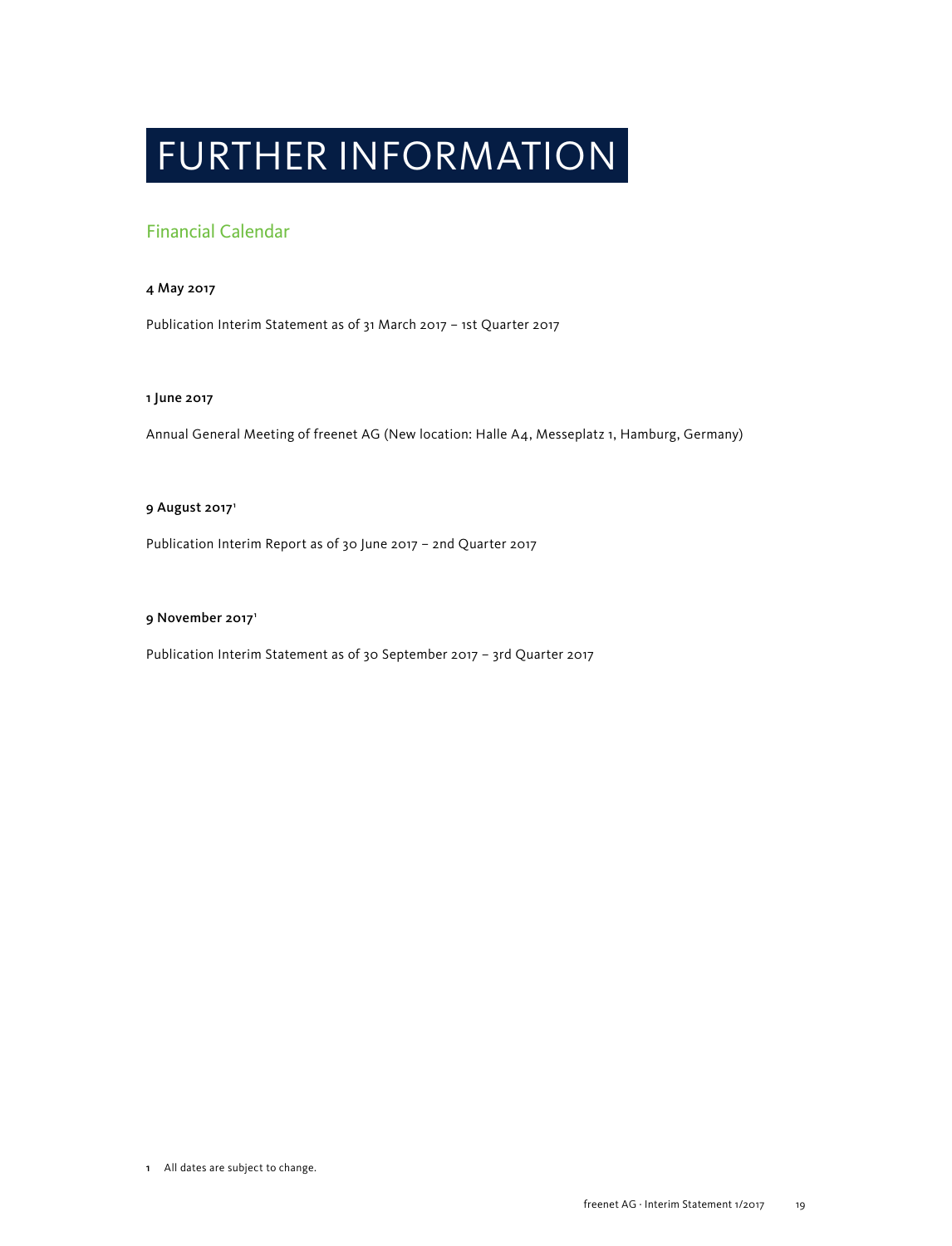# FURTHER INFORMATION

## Financial Calendar

**4 May 2017**

Publication Interim Statement as of 31 March 2017 – 1st Quarter 2017

**1 June 2017**

Annual General Meeting of freenet AG (New location: Halle A4, Messeplatz 1, Hamburg, Germany)

**9 August 2017[1]**

Publication Interim Report as of 30 June 2017 – 2nd Quarter 2017

**9 November 2017[1]**

Publication Interim Statement as of 30 September 2017 – 3rd Quarter 2017

1 All dates are subject to change.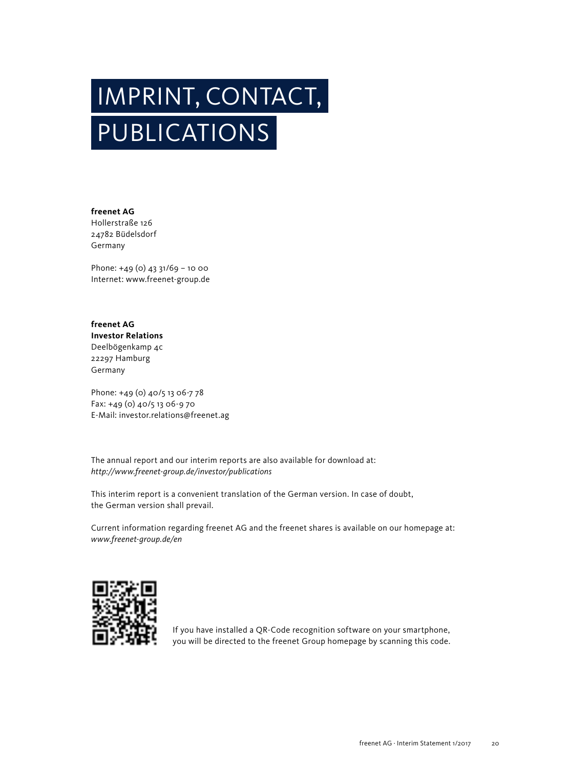# IMPRINT, CONTACT, PUBLICATIONS

**freenet AG**
Hollerstraße 126
24782 Büdelsdorf
Germany

Phone: +49 (0) 43 31/69 – 10 00
Internet: www.freenet-group.de

**freenet AG**
**Investor Relations**
Deelbögenkamp 4c
22297 Hamburg
Germany

Phone: +49 (0) 40/5 13 06-7 78
Fax: +49 (0) 40/5 13 06-9 70
E-Mail: investor.relations@freenet.ag

The annual report and our interim reports are also available for download at:
*http://www.freenet-group.de/investor/publications*

This interim report is a convenient translation of the German version. In case of doubt, the German version shall prevail.

Current information regarding freenet AG and the freenet shares is available on our homepage at:
*www.freenet-group.de/en*

If you have installed a QR-Code recognition software on your smartphone, you will be directed to the freenet Group homepage by scanning this code.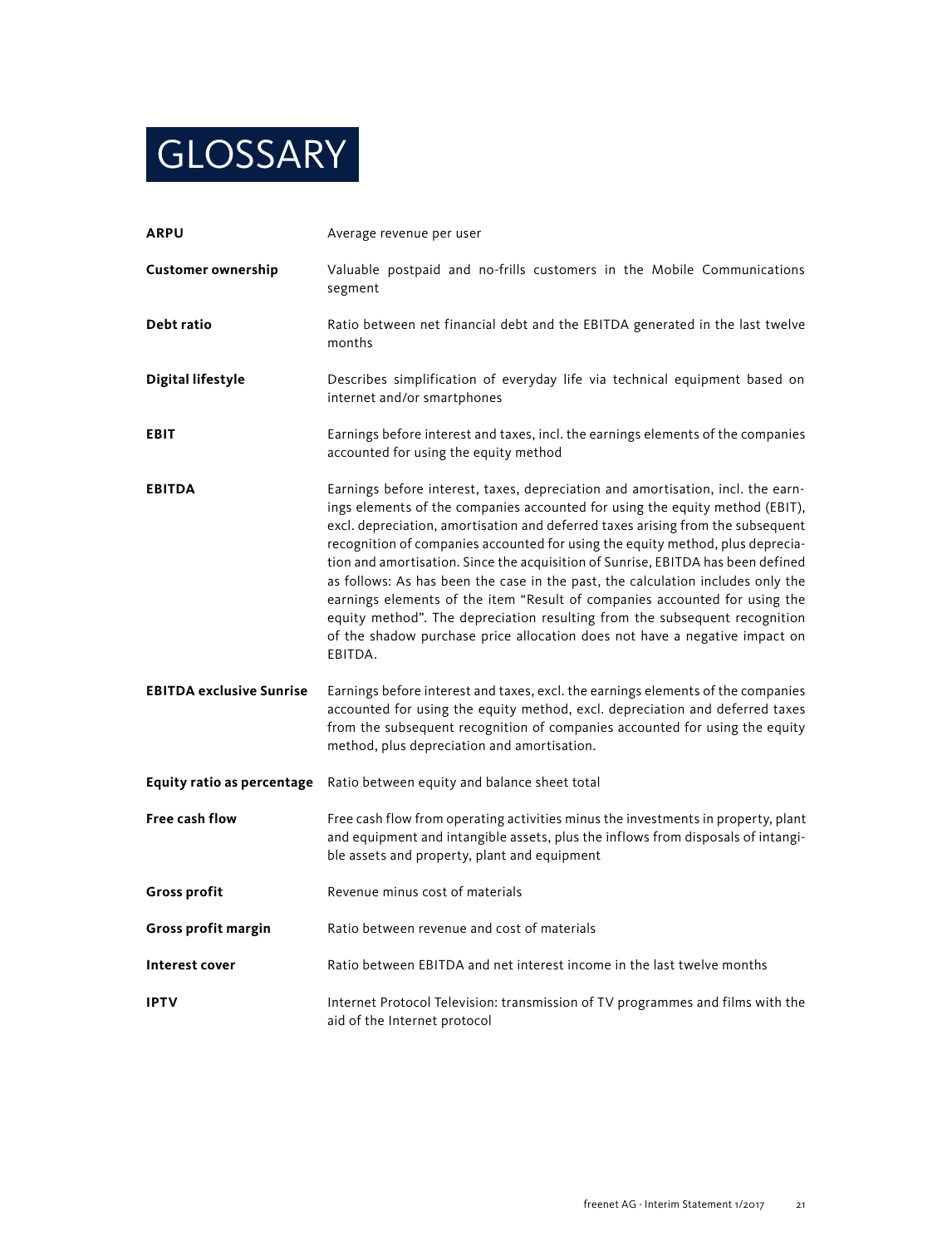# GLOSSARY

**ARPU** Average revenue per user

**Customer ownership** Valuable postpaid and no-frills customers in the Mobile Communications segment

**Debt ratio** Ratio between net financial debt and the EBITDA generated in the last twelve months

**Digital lifestyle** Describes simplification of everyday life via technical equipment based on internet and/or smartphones

**EBIT** Earnings before interest and taxes, incl. the earnings elements of the companies accounted for using the equity method

**EBITDA** Earnings before interest, taxes, depreciation and amortisation, incl. the earnings elements of the companies accounted for using the equity method (EBIT), excl. depreciation, amortisation and deferred taxes arising from the subsequent recognition of companies accounted for using the equity method, plus depreciation and amortisation. Since the acquisition of Sunrise, EBITDA has been defined as follows: As has been the case in the past, the calculation includes only the earnings elements of the item "Result of companies accounted for using the equity method". The depreciation resulting from the subsequent recognition of the shadow purchase price allocation does not have a negative impact on EBITDA.

**EBITDA exclusive Sunrise** Earnings before interest and taxes, excl. the earnings elements of the companies accounted for using the equity method, excl. depreciation and deferred taxes from the subsequent recognition of companies accounted for using the equity method, plus depreciation and amortisation.

**Equity ratio as percentage** Ratio between equity and balance sheet total

**Free cash flow** Free cash flow from operating activities minus the investments in property, plant and equipment and intangible assets, plus the inflows from disposals of intangible assets and property, plant and equipment

**Gross profit** Revenue minus cost of materials

**Gross profit margin** Ratio between revenue and cost of materials

**Interest cover** Ratio between EBITDA and net interest income in the last twelve months

**IPTV** Internet Protocol Television: transmission of TV programmes and films with the aid of the Internet protocol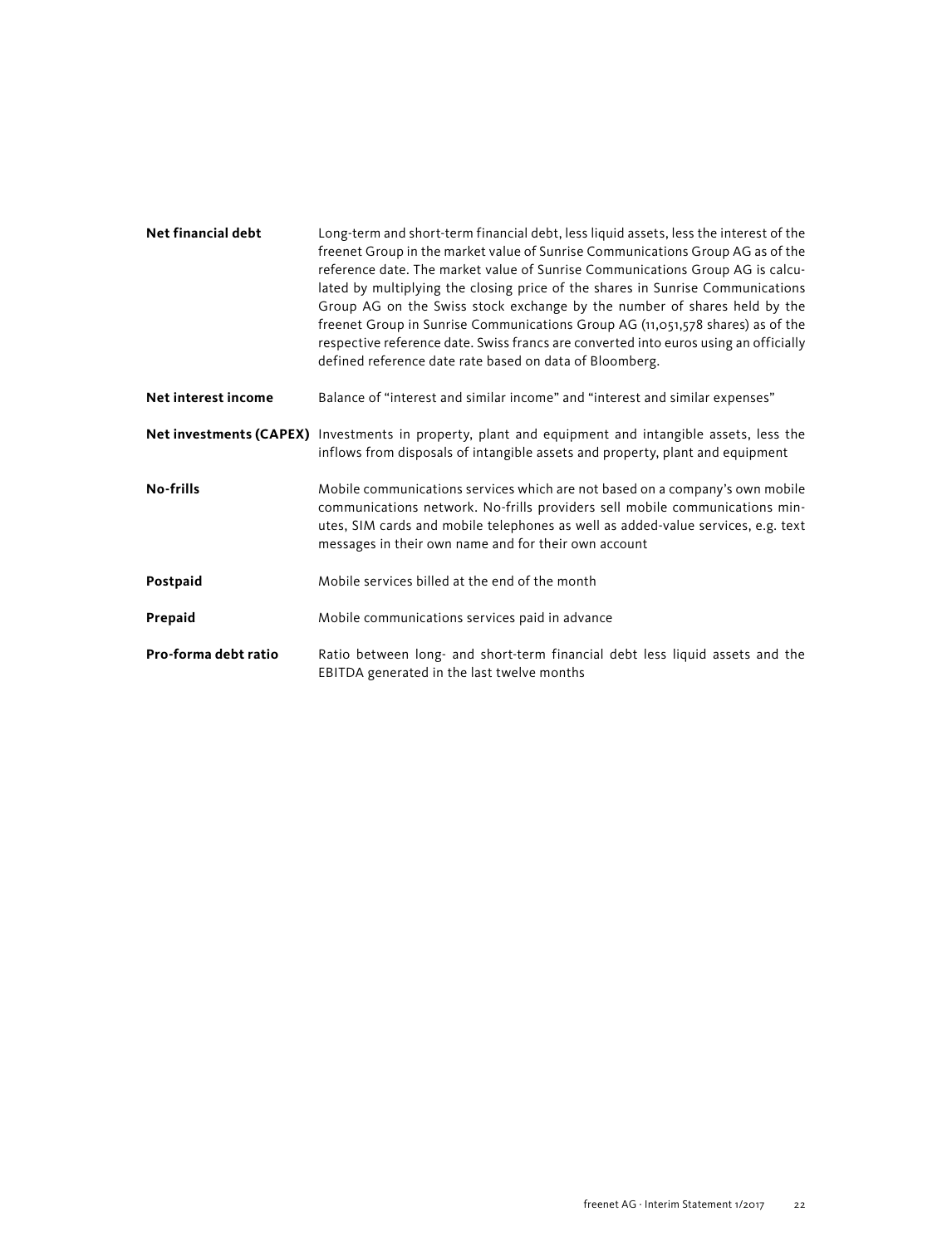**Net financial debt** Long-term and short-term financial debt, less liquid assets, less the interest of the freenet Group in the market value of Sunrise Communications Group AG as of the reference date. The market value of Sunrise Communications Group AG is calculated by multiplying the closing price of the shares in Sunrise Communications Group AG on the Swiss stock exchange by the number of shares held by the freenet Group in Sunrise Communications Group AG (11,051,578 shares) as of the respective reference date. Swiss francs are converted into euros using an officially defined reference date rate based on data of Bloomberg.

**Net interest income** Balance of "interest and similar income" and "interest and similar expenses"

**Net investments (CAPEX)** Investments in property, plant and equipment and intangible assets, less the inflows from disposals of intangible assets and property, plant and equipment

**No-frills** Mobile communications services which are not based on a company's own mobile communications network. No-frills providers sell mobile communications minutes, SIM cards and mobile telephones as well as added-value services, e.g. text messages in their own name and for their own account

**Postpaid** Mobile services billed at the end of the month

**Prepaid** Mobile communications services paid in advance

**Pro-forma debt ratio** Ratio between long- and short-term financial debt less liquid assets and the EBITDA generated in the last twelve months